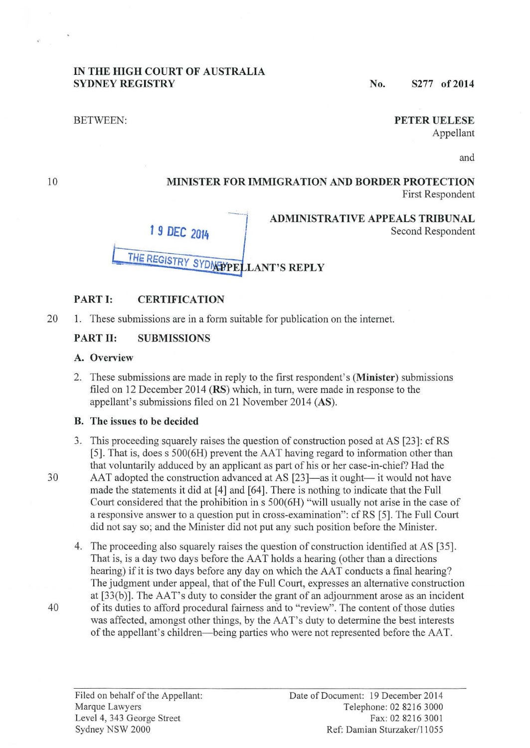**IN THE HIGH COURT OF AUSTRALIA**
**SYDNEY REGISTRY**

**No. S277 of 2014**

BETWEEN:

**PETER UELESE**
Appellant

and

**MINISTER FOR IMMIGRATION AND BORDER PROTECTION**
First Respondent

**ADMINISTRATIVE APPEALS TRIBUNAL**
Second Respondent

19 DEC 2014

THE REGISTRY SYDNEY

**APPELLANT'S REPLY**

## PART I: CERTIFICATION

1. These submissions are in a form suitable for publication on the internet.

## PART II: SUBMISSIONS

### A. Overview

2. These submissions are made in reply to the first respondent's (**Minister**) submissions filed on 12 December 2014 (**RS**) which, in turn, were made in response to the appellant's submissions filed on 21 November 2014 (**AS**).

### B. The issues to be decided

3. This proceeding squarely raises the question of construction posed at AS [23]: cf RS [5]. That is, does s 500(6H) prevent the AAT having regard to information other than that voluntarily adduced by an applicant as part of his or her case-in-chief? Had the AAT adopted the construction advanced at AS [23]—as it ought— it would not have made the statements it did at [4] and [64]. There is nothing to indicate that the Full Court considered that the prohibition in s 500(6H) "will usually not arise in the case of a responsive answer to a question put in cross-examination": cf RS [5]. The Full Court did not say so; and the Minister did not put any such position before the Minister.

4. The proceeding also squarely raises the question of construction identified at AS [35]. That is, is a day two days before the AAT holds a hearing (other than a directions hearing) if it is two days before any day on which the AAT conducts a final hearing? The judgment under appeal, that of the Full Court, expresses an alternative construction at [33(b)]. The AAT's duty to consider the grant of an adjournment arose as an incident of its duties to afford procedural fairness and to "review". The content of those duties was affected, amongst other things, by the AAT's duty to determine the best interests of the appellant's children—being parties who were not represented before the AAT.

Filed on behalf of the Appellant:
Marque Lawyers
Level 4, 343 George Street
Sydney NSW 2000

Date of Document: 19 December 2014
Telephone: 02 8216 3000
Fax: 02 8216 3001
Ref: Damian Sturzaker/11055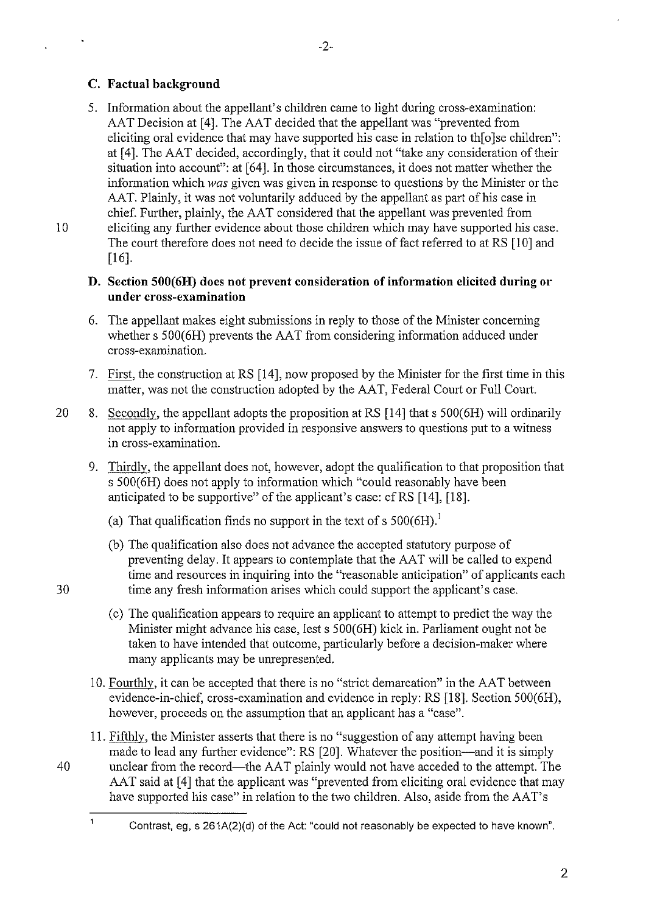## C. Factual background

5. Information about the appellant's children came to light during cross-examination: AAT Decision at [4]. The AAT decided that the appellant was "prevented from eliciting oral evidence that may have supported his case in relation to th[o]se children": at [4]. The AAT decided, accordingly, that it could not "take any consideration of their situation into account": at [64]. In those circumstances, it does not matter whether the information which *was* given was given in response to questions by the Minister or the AAT. Plainly, it was not voluntarily adduced by the appellant as part of his case in chief. Further, plainly, the AAT considered that the appellant was prevented from eliciting any further evidence about those children which may have supported his case. The court therefore does not need to decide the issue of fact referred to at RS [10] and [16].

## D. Section 500(6H) does not prevent consideration of information elicited during or under cross-examination

6. The appellant makes eight submissions in reply to those of the Minister concerning whether s 500(6H) prevents the AAT from considering information adduced under cross-examination.

7. First, the construction at RS [14], now proposed by the Minister for the first time in this matter, was not the construction adopted by the AAT, Federal Court or Full Court.

8. Secondly, the appellant adopts the proposition at RS [14] that s 500(6H) will ordinarily not apply to information provided in responsive answers to questions put to a witness in cross-examination.

9. Thirdly, the appellant does not, however, adopt the qualification to that proposition that s 500(6H) does not apply to information which "could reasonably have been anticipated to be supportive" of the applicant's case: cf RS [14], [18].

   (a) That qualification finds no support in the text of s 500(6H).[1]

   (b) The qualification also does not advance the accepted statutory purpose of preventing delay. It appears to contemplate that the AAT will be called to expend time and resources in inquiring into the "reasonable anticipation" of applicants each time any fresh information arises which could support the applicant's case.

   (c) The qualification appears to require an applicant to attempt to predict the way the Minister might advance his case, lest s 500(6H) kick in. Parliament ought not be taken to have intended that outcome, particularly before a decision-maker where many applicants may be unrepresented.

10. Fourthly, it can be accepted that there is no "strict demarcation" in the AAT between evidence-in-chief, cross-examination and evidence in reply: RS [18]. Section 500(6H), however, proceeds on the assumption that an applicant has a "case".

11. Fifthly, the Minister asserts that there is no "suggestion of any attempt having been made to lead any further evidence": RS [20]. Whatever the position—and it is simply unclear from the record—the AAT plainly would not have acceded to the attempt. The AAT said at [4] that the applicant was "prevented from eliciting oral evidence that may have supported his case" in relation to the two children. Also, aside from the AAT's

---

[1] Contrast, eg, s 261A(2)(d) of the Act: "could not reasonably be expected to have known".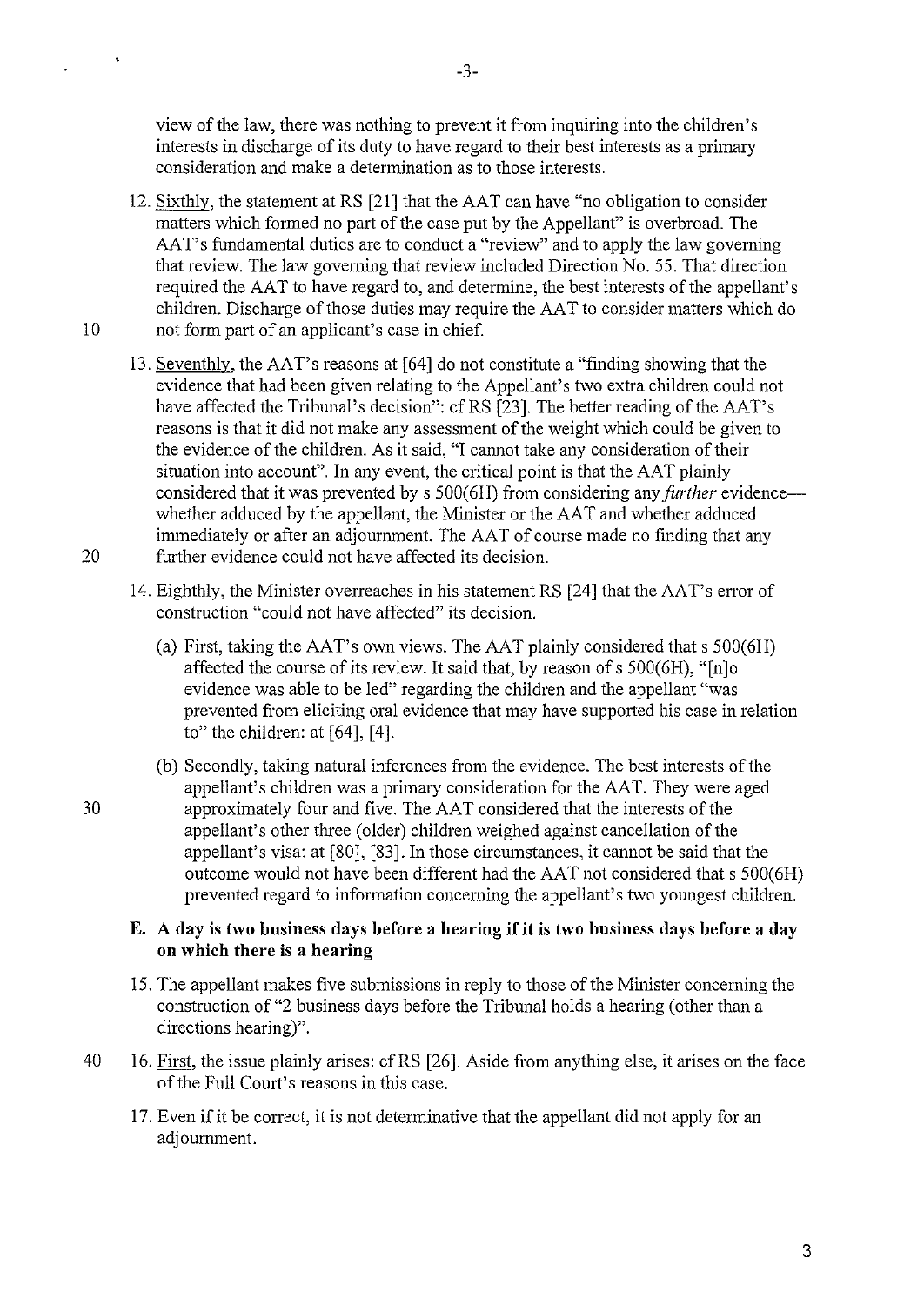view of the law, there was nothing to prevent it from inquiring into the children's interests in discharge of its duty to have regard to their best interests as a primary consideration and make a determination as to those interests.

12. Sixthly, the statement at RS [21] that the AAT can have "no obligation to consider matters which formed no part of the case put by the Appellant" is overbroad. The AAT's fundamental duties are to conduct a "review" and to apply the law governing that review. The law governing that review included Direction No. 55. That direction required the AAT to have regard to, and determine, the best interests of the appellant's children. Discharge of those duties may require the AAT to consider matters which do not form part of an applicant's case in chief.

13. Seventhly, the AAT's reasons at [64] do not constitute a "finding showing that the evidence that had been given relating to the Appellant's two extra children could not have affected the Tribunal's decision": cf RS [23]. The better reading of the AAT's reasons is that it did not make any assessment of the weight which could be given to the evidence of the children. As it said, "I cannot take any consideration of their situation into account". In any event, the critical point is that the AAT plainly considered that it was prevented by s 500(6H) from considering any *further* evidence—whether adduced by the appellant, the Minister or the AAT and whether adduced immediately or after an adjournment. The AAT of course made no finding that any further evidence could not have affected its decision.

14. Eighthly, the Minister overreaches in his statement RS [24] that the AAT's error of construction "could not have affected" its decision.

    (a) First, taking the AAT's own views. The AAT plainly considered that s 500(6H) affected the course of its review. It said that, by reason of s 500(6H), "[n]o evidence was able to be led" regarding the children and the appellant "was prevented from eliciting oral evidence that may have supported his case in relation to" the children: at [64], [4].

    (b) Secondly, taking natural inferences from the evidence. The best interests of the appellant's children was a primary consideration for the AAT. They were aged approximately four and five. The AAT considered that the interests of the appellant's other three (older) children weighed against cancellation of the appellant's visa: at [80], [83]. In those circumstances, it cannot be said that the outcome would not have been different had the AAT not considered that s 500(6H) prevented regard to information concerning the appellant's two youngest children.

**E. A day is two business days before a hearing if it is two business days before a day on which there is a hearing**

15. The appellant makes five submissions in reply to those of the Minister concerning the construction of "2 business days before the Tribunal holds a hearing (other than a directions hearing)".

16. First, the issue plainly arises: cf RS [26]. Aside from anything else, it arises on the face of the Full Court's reasons in this case.

17. Even if it be correct, it is not determinative that the appellant did not apply for an adjournment.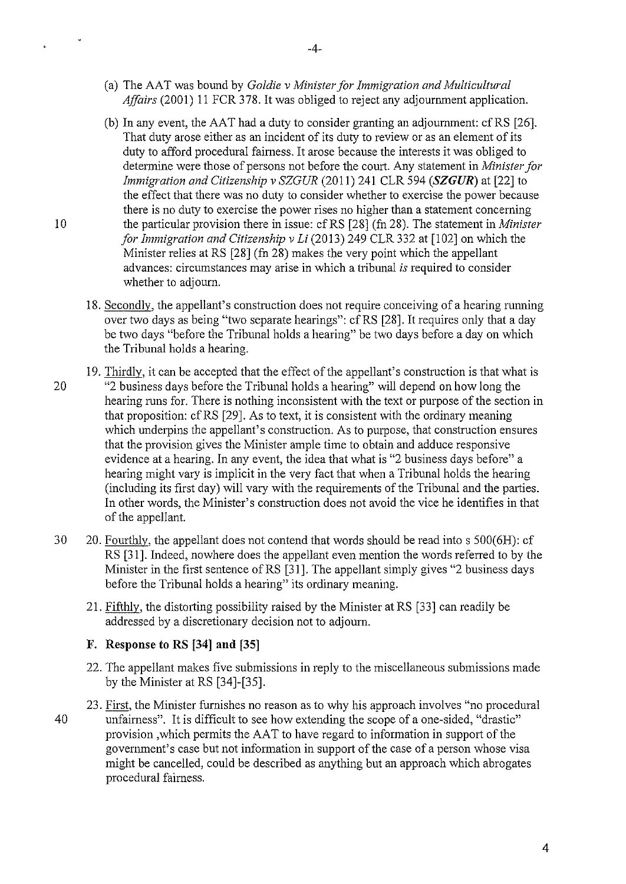(a) The AAT was bound by *Goldie v Minister for Immigration and Multicultural Affairs* (2001) 11 FCR 378. It was obliged to reject any adjournment application.

(b) In any event, the AAT had a duty to consider granting an adjournment: cf RS [26]. That duty arose either as an incident of its duty to review or as an element of its duty to afford procedural fairness. It arose because the interests it was obliged to determine were those of persons not before the court. Any statement in *Minister for Immigration and Citizenship v SZGUR* (2011) 241 CLR 594 (***SZGUR***) at [22] to the effect that there was no duty to consider whether to exercise the power because there is no duty to exercise the power rises no higher than a statement concerning the particular provision there in issue: cf RS [28] (fn 28). The statement in *Minister for Immigration and Citizenship v Li* (2013) 249 CLR 332 at [102] on which the Minister relies at RS [28] (fn 28) makes the very point which the appellant advances: circumstances may arise in which a tribunal *is* required to consider whether to adjourn.

18. Secondly, the appellant's construction does not require conceiving of a hearing running over two days as being "two separate hearings": cf RS [28]. It requires only that a day be two days "before the Tribunal holds a hearing" be two days before a day on which the Tribunal holds a hearing.

19. Thirdly, it can be accepted that the effect of the appellant's construction is that what is "2 business days before the Tribunal holds a hearing" will depend on how long the hearing runs for. There is nothing inconsistent with the text or purpose of the section in that proposition: cf RS [29]. As to text, it is consistent with the ordinary meaning which underpins the appellant's construction. As to purpose, that construction ensures that the provision gives the Minister ample time to obtain and adduce responsive evidence at a hearing. In any event, the idea that what is "2 business days before" a hearing might vary is implicit in the very fact that when a Tribunal holds the hearing (including its first day) will vary with the requirements of the Tribunal and the parties. In other words, the Minister's construction does not avoid the vice he identifies in that of the appellant.

20. Fourthly, the appellant does not contend that words should be read into s 500(6H): cf RS [31]. Indeed, nowhere does the appellant even mention the words referred to by the Minister in the first sentence of RS [31]. The appellant simply gives "2 business days before the Tribunal holds a hearing" its ordinary meaning.

21. Fifthly, the distorting possibility raised by the Minister at RS [33] can readily be addressed by a discretionary decision not to adjourn.

## F. Response to RS [34] and [35]

22. The appellant makes five submissions in reply to the miscellaneous submissions made by the Minister at RS [34]-[35].

23. First, the Minister furnishes no reason as to why his approach involves "no procedural unfairness". It is difficult to see how extending the scope of a one-sided, "drastic" provision ,which permits the AAT to have regard to information in support of the government's case but not information in support of the case of a person whose visa might be cancelled, could be described as anything but an approach which abrogates procedural fairness.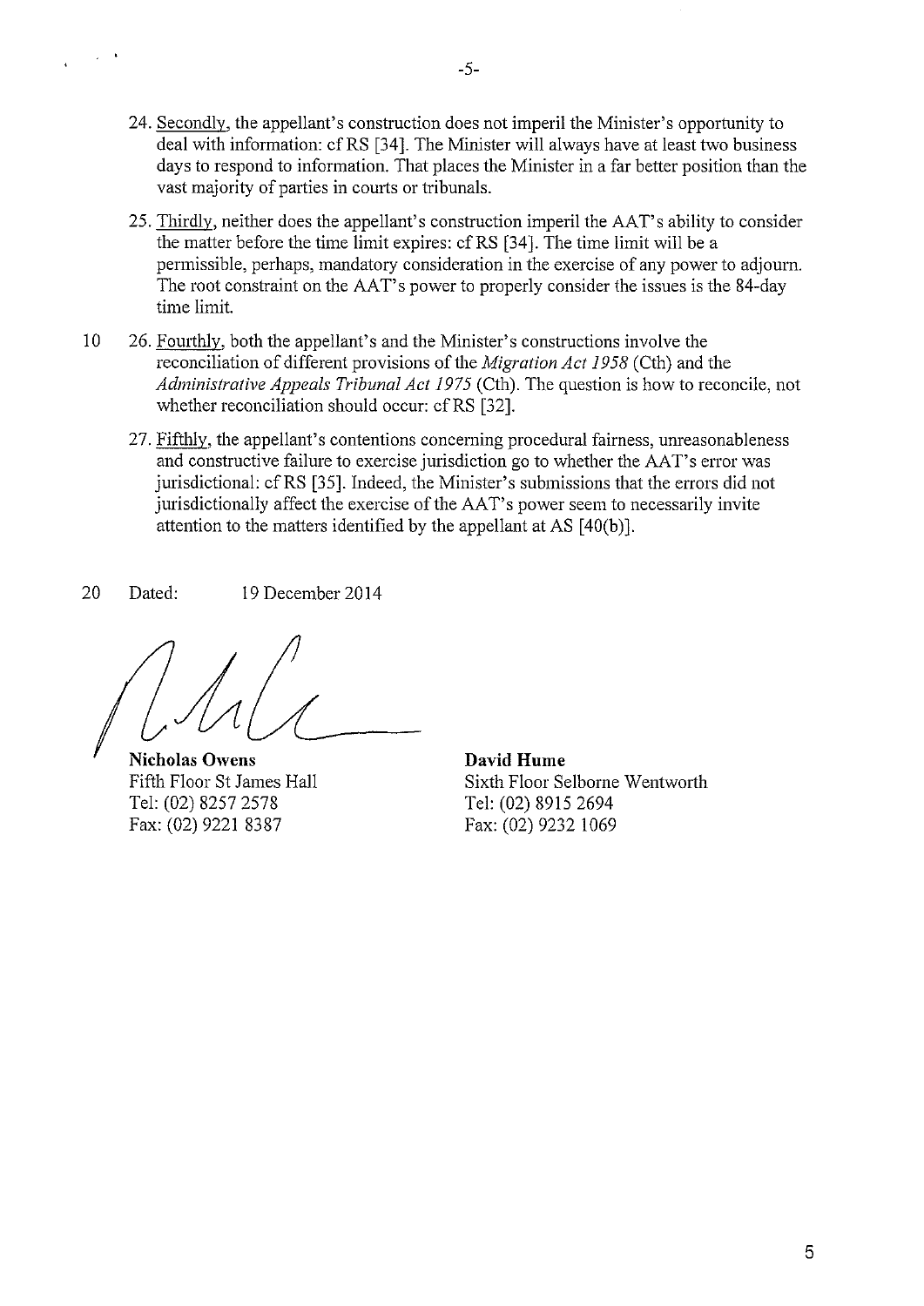24. Secondly, the appellant's construction does not imperil the Minister's opportunity to deal with information: cf RS [34]. The Minister will always have at least two business days to respond to information. That places the Minister in a far better position than the vast majority of parties in courts or tribunals.

25. Thirdly, neither does the appellant's construction imperil the AAT's ability to consider the matter before the time limit expires: cf RS [34]. The time limit will be a permissible, perhaps, mandatory consideration in the exercise of any power to adjourn. The root constraint on the AAT's power to properly consider the issues is the 84-day time limit.

26. Fourthly, both the appellant's and the Minister's constructions involve the reconciliation of different provisions of the *Migration Act 1958* (Cth) and the *Administrative Appeals Tribunal Act 1975* (Cth). The question is how to reconcile, not whether reconciliation should occur: cf RS [32].

27. Fifthly, the appellant's contentions concerning procedural fairness, unreasonableness and constructive failure to exercise jurisdiction go to whether the AAT's error was jurisdictional: cf RS [35]. Indeed, the Minister's submissions that the errors did not jurisdictionally affect the exercise of the AAT's power seem to necessarily invite attention to the matters identified by the appellant at AS [40(b)].

Dated: 19 December 2014

**Nicholas Owens**
Fifth Floor St James Hall
Tel: (02) 8257 2578
Fax: (02) 9221 8387

**David Hume**
Sixth Floor Selborne Wentworth
Tel: (02) 8915 2694
Fax: (02) 9232 1069